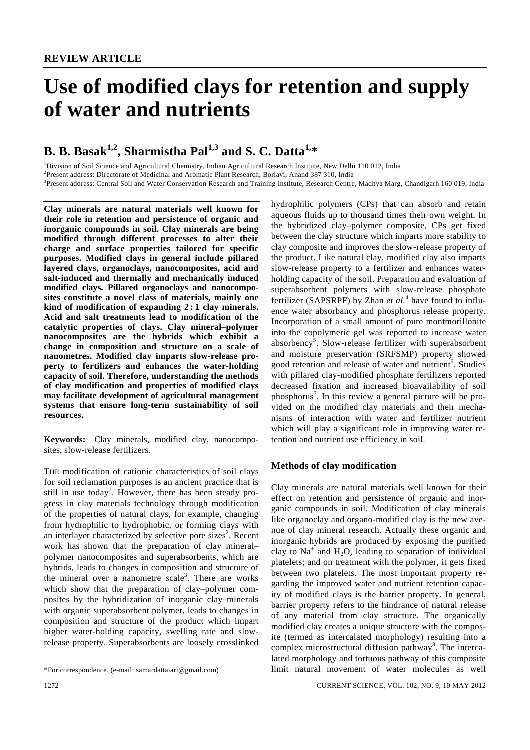**REVIEW ARTICLE**

# Use of modified clays for retention and supply of water and nutrients

## B. B. Basak[1,2], Sharmistha Pal[1,3] and S. C. Datta[1,*]

[1]Division of Soil Science and Agricultural Chemistry, Indian Agricultural Research Institute, New Delhi 110 012, India
[2]Present address: Directorate of Medicinal and Aromatic Plant Research, Boriavi, Anand 387 310, India
[3]Present address: Central Soil and Water Conservation Research and Training Institute, Research Centre, Madhya Marg, Chandigarh 160 019, India

**Clay minerals are natural materials well known for their role in retention and persistence of organic and inorganic compounds in soil. Clay minerals are being modified through different processes to alter their charge and surface properties tailored for specific purposes. Modified clays in general include pillared layered clays, organoclays, nanocomposites, acid and salt-induced and thermally and mechanically induced modified clays. Pillared organoclays and nanocomposites constitute a novel class of materials, mainly one kind of modification of expanding 2 : 1 clay minerals. Acid and salt treatments lead to modification of the catalytic properties of clays. Clay mineral–polymer nanocomposites are the hybrids which exhibit a change in composition and structure on a scale of nanometres. Modified clay imparts slow-release property to fertilizers and enhances the water-holding capacity of soil. Therefore, understanding the methods of clay modification and properties of modified clays may facilitate development of agricultural management systems that ensure long-term sustainability of soil resources.**

**Keywords:** Clay minerals, modified clay, nanocomposites, slow-release fertilizers.

THE modification of cationic characteristics of soil clays for soil reclamation purposes is an ancient practice that is still in use today[1]. However, there has been steady progress in clay materials technology through modification of the properties of natural clays, for example, changing from hydrophilic to hydrophobic, or forming clays with an interlayer characterized by selective pore sizes[2]. Recent work has shown that the preparation of clay mineral–polymer nanocomposites and superabsorbents, which are hybrids, leads to changes in composition and structure of the mineral over a nanometre scale[3]. There are works which show that the preparation of clay–polymer composites by the hybridization of inorganic clay minerals with organic superabsorbent polymer, leads to changes in composition and structure of the product which impart higher water-holding capacity, swelling rate and slow-release property. Superabsorbents are loosely crosslinked hydrophilic polymers (CPs) that can absorb and retain aqueous fluids up to thousand times their own weight. In the hybridized clay–polymer composite, CPs get fixed between the clay structure which imparts more stability to clay composite and improves the slow-release property of the product. Like natural clay, modified clay also imparts slow-release property to a fertilizer and enhances water-holding capacity of the soil. Preparation and evaluation of superabsorbent polymers with slow-release phosphate fertilizer (SAPSRPF) by Zhan *et al.*[4] have found to influence water absorbancy and phosphorus release property. Incorporation of a small amount of pure montmorillonite into the copolymeric gel was reported to increase water absorbency[5]. Slow-release fertilizer with superabsorbent and moisture preservation (SRFSMP) property showed good retention and release of water and nutrient[6]. Studies with pillared clay-modified phosphate fertilizers reported decreased fixation and increased bioavailability of soil phosphorus[7]. In this review a general picture will be provided on the modified clay materials and their mechanisms of interaction with water and fertilizer nutrient which will play a significant role in improving water retention and nutrient use efficiency in soil.

## Methods of clay modification

Clay minerals are natural materials well known for their effect on retention and persistence of organic and inorganic compounds in soil. Modification of clay minerals like organoclay and organo-modified clay is the new avenue of clay mineral research. Actually these organic and inorganic hybrids are produced by exposing the purified clay to $Na^+$ and $H_2O$, leading to separation of individual platelets; and on treatment with the polymer, it gets fixed between two platelets. The most important property regarding the improved water and nutrient retention capacity of modified clays is the barrier property. In general, barrier property refers to the hindrance of natural release of any material from clay structure. The organically modified clay creates a unique structure with the composite (termed as intercalated morphology) resulting into a complex microstructural diffusion pathway[8]. The intercalated morphology and tortuous pathway of this composite limit natural movement of water molecules as well

*For correspondence. (e-mail: samardattaiari@gmail.com)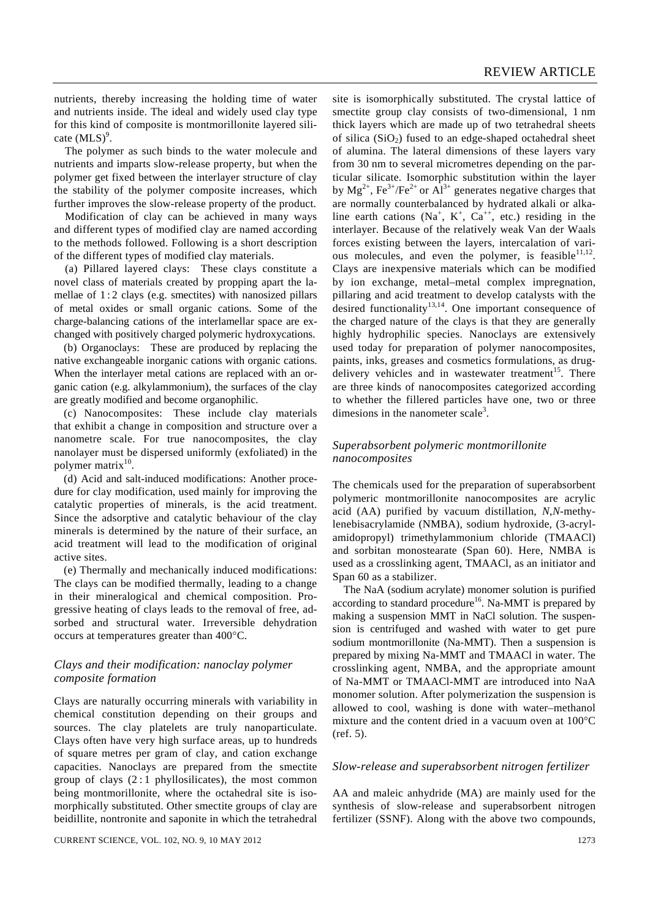nutrients, thereby increasing the holding time of water and nutrients inside. The ideal and widely used clay type for this kind of composite is montmorillonite layered silicate (MLS)[9].

The polymer as such binds to the water molecule and nutrients and imparts slow-release property, but when the polymer get fixed between the interlayer structure of clay the stability of the polymer composite increases, which further improves the slow-release property of the product.

Modification of clay can be achieved in many ways and different types of modified clay are named according to the methods followed. Following is a short description of the different types of modified clay materials.

(a) Pillared layered clays: These clays constitute a novel class of materials created by propping apart the lamellae of 1 : 2 clays (e.g. smectites) with nanosized pillars of metal oxides or small organic cations. Some of the charge-balancing cations of the interlamellar space are exchanged with positively charged polymeric hydroxycations.

(b) Organoclays: These are produced by replacing the native exchangeable inorganic cations with organic cations. When the interlayer metal cations are replaced with an organic cation (e.g. alkylammonium), the surfaces of the clay are greatly modified and become organophilic.

(c) Nanocomposites: These include clay materials that exhibit a change in composition and structure over a nanometre scale. For true nanocomposites, the clay nanolayer must be dispersed uniformly (exfoliated) in the polymer matrix[10].

(d) Acid and salt-induced modifications: Another procedure for clay modification, used mainly for improving the catalytic properties of minerals, is the acid treatment. Since the adsorptive and catalytic behaviour of the clay minerals is determined by the nature of their surface, an acid treatment will lead to the modification of original active sites.

(e) Thermally and mechanically induced modifications: The clays can be modified thermally, leading to a change in their mineralogical and chemical composition. Progressive heating of clays leads to the removal of free, adsorbed and structural water. Irreversible dehydration occurs at temperatures greater than 400°C.

### *Clays and their modification: nanoclay polymer composite formation*

Clays are naturally occurring minerals with variability in chemical constitution depending on their groups and sources. The clay platelets are truly nanoparticulate. Clays often have very high surface areas, up to hundreds of square metres per gram of clay, and cation exchange capacities. Nanoclays are prepared from the smectite group of clays (2 : 1 phyllosilicates), the most common being montmorillonite, where the octahedral site is isomorphically substituted. Other smectite groups of clay are beidillite, nontronite and saponite in which the tetrahedral site is isomorphically substituted. The crystal lattice of smectite group clay consists of two-dimensional, 1 nm thick layers which are made up of two tetrahedral sheets of silica ($SiO_2$) fused to an edge-shaped octahedral sheet of alumina. The lateral dimensions of these layers vary from 30 nm to several micrometres depending on the particular silicate. Isomorphic substitution within the layer by $Mg^{2+}$, $Fe^{3+}/Fe^{2+}$ or $Al^{3+}$ generates negative charges that are normally counterbalanced by hydrated alkali or alkaline earth cations ($Na^{+}$, $K^{+}$, $Ca^{++}$, etc.) residing in the interlayer. Because of the relatively weak Van der Waals forces existing between the layers, intercalation of various molecules, and even the polymer, is feasible[11,12]. Clays are inexpensive materials which can be modified by ion exchange, metal–metal complex impregnation, pillaring and acid treatment to develop catalysts with the desired functionality[13,14]. One important consequence of the charged nature of the clays is that they are generally highly hydrophilic species. Nanoclays are extensively used today for preparation of polymer nanocomposites, paints, inks, greases and cosmetics formulations, as drug-delivery vehicles and in wastewater treatment[15]. There are three kinds of nanocomposites categorized according to whether the fillered particles have one, two or three dimesions in the nanometer scale[3].

### *Superabsorbent polymeric montmorillonite nanocomposites*

The chemicals used for the preparation of superabsorbent polymeric montmorillonite nanocomposites are acrylic acid (AA) purified by vacuum distillation, *N,N*-methylenebisacrylamide (NMBA), sodium hydroxide, (3-acrylamidopropyl) trimethylammonium chloride (TMAACl) and sorbitan monostearate (Span 60). Here, NMBA is used as a crosslinking agent, TMAACl, as an initiator and Span 60 as a stabilizer.

The NaA (sodium acrylate) monomer solution is purified according to standard procedure[16]. Na-MMT is prepared by making a suspension MMT in NaCl solution. The suspension is centrifuged and washed with water to get pure sodium montmorillonite (Na-MMT). Then a suspension is prepared by mixing Na-MMT and TMAACl in water. The crosslinking agent, NMBA, and the appropriate amount of Na-MMT or TMAACl-MMT are introduced into NaA monomer solution. After polymerization the suspension is allowed to cool, washing is done with water–methanol mixture and the content dried in a vacuum oven at 100°C (ref. 5).

### *Slow-release and superabsorbent nitrogen fertilizer*

AA and maleic anhydride (MA) are mainly used for the synthesis of slow-release and superabsorbent nitrogen fertilizer (SSNF). Along with the above two compounds,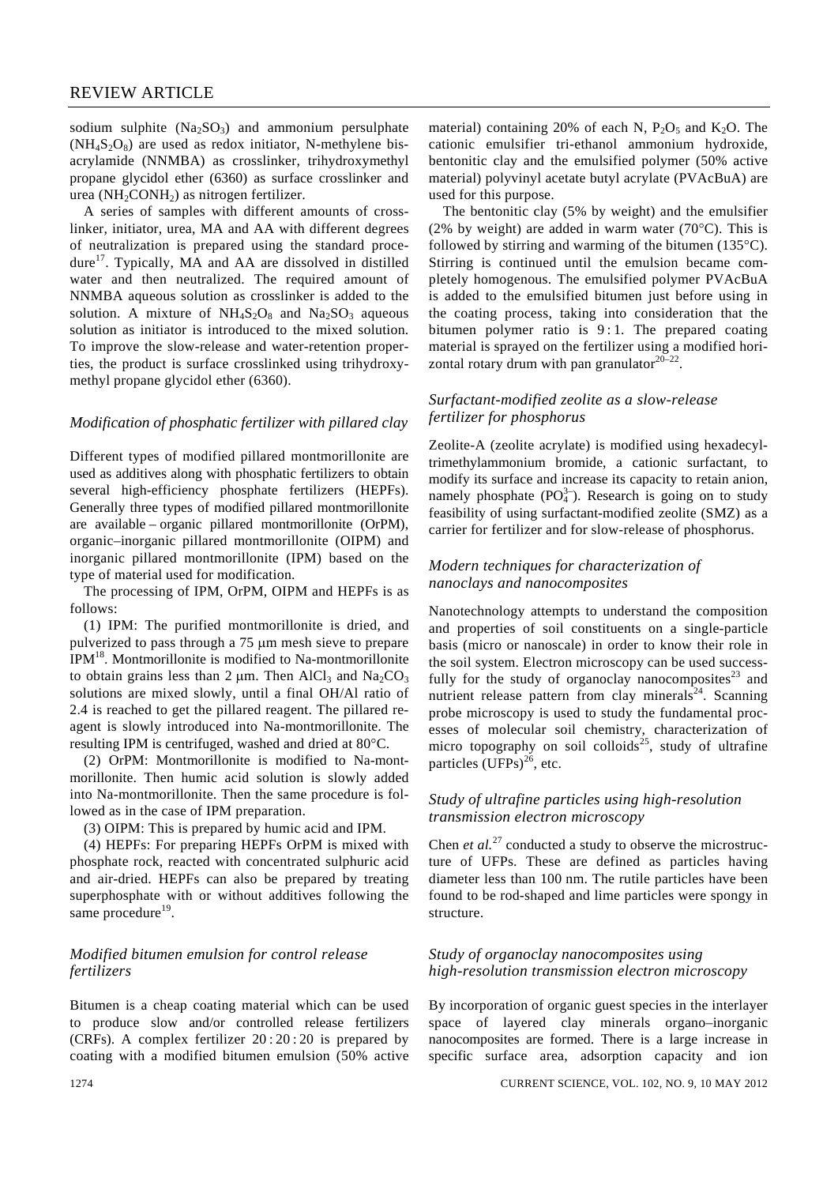sodium sulphite ($Na_2SO_3$) and ammonium persulphate ($(NH_4)_2S_2O_8$) are used as redox initiator, N-methylene bis-acrylamide (NNMBA) as crosslinker, trihydroxymethyl propane glycidol ether (6360) as surface crosslinker and urea ($NH_2CONH_2$) as nitrogen fertilizer.

A series of samples with different amounts of cross-linker, initiator, urea, MA and AA with different degrees of neutralization is prepared using the standard procedure[17]. Typically, MA and AA are dissolved in distilled water and then neutralized. The required amount of NNMBA aqueous solution as crosslinker is added to the solution. A mixture of $NH_4S_2O_8$ and $Na_2SO_3$ aqueous solution as initiator is introduced to the mixed solution. To improve the slow-release and water-retention properties, the product is surface crosslinked using trihydroxymethyl propane glycidol ether (6360).

### *Modification of phosphatic fertilizer with pillared clay*

Different types of modified pillared montmorillonite are used as additives along with phosphatic fertilizers to obtain several high-efficiency phosphate fertilizers (HEPFs). Generally three types of modified pillared montmorillonite are available – organic pillared montmorillonite (OrPM), organic–inorganic pillared montmorillonite (OIPM) and inorganic pillared montmorillonite (IPM) based on the type of material used for modification.

The processing of IPM, OrPM, OIPM and HEPFs is as follows:

(1) IPM: The purified montmorillonite is dried, and pulverized to pass through a 75 μm mesh sieve to prepare IPM[18]. Montmorillonite is modified to Na-montmorillonite to obtain grains less than 2 μm. Then $AlCl_3$ and $Na_2CO_3$ solutions are mixed slowly, until a final OH/Al ratio of 2.4 is reached to get the pillared reagent. The pillared reagent is slowly introduced into Na-montmorillonite. The resulting IPM is centrifuged, washed and dried at 80°C.

(2) OrPM: Montmorillonite is modified to Na-montmorillonite. Then humic acid solution is slowly added into Na-montmorillonite. Then the same procedure is followed as in the case of IPM preparation.

(3) OIPM: This is prepared by humic acid and IPM.

(4) HEPFs: For preparing HEPFs OrPM is mixed with phosphate rock, reacted with concentrated sulphuric acid and air-dried. HEPFs can also be prepared by treating superphosphate with or without additives following the same procedure[19].

### *Modified bitumen emulsion for control release fertilizers*

Bitumen is a cheap coating material which can be used to produce slow and/or controlled release fertilizers (CRFs). A complex fertilizer 20 : 20 : 20 is prepared by coating with a modified bitumen emulsion (50% active material) containing 20% of each N, $P_2O_5$ and $K_2O$. The cationic emulsifier tri-ethanol ammonium hydroxide, bentonitic clay and the emulsified polymer (50% active material) polyvinyl acetate butyl acrylate (PVAcBuA) are used for this purpose.

The bentonitic clay (5% by weight) and the emulsifier (2% by weight) are added in warm water (70°C). This is followed by stirring and warming of the bitumen (135°C). Stirring is continued until the emulsion became completely homogenous. The emulsified polymer PVAcBuA is added to the emulsified bitumen just before using in the coating process, taking into consideration that the bitumen polymer ratio is 9 : 1. The prepared coating material is sprayed on the fertilizer using a modified horizontal rotary drum with pan granulator[20–22].

### *Surfactant-modified zeolite as a slow-release fertilizer for phosphorus*

Zeolite-A (zeolite acrylate) is modified using hexadecyltrimethylammonium bromide, a cationic surfactant, to modify its surface and increase its capacity to retain anion, namely phosphate ($PO_4^{3-}$). Research is going on to study feasibility of using surfactant-modified zeolite (SMZ) as a carrier for fertilizer and for slow-release of phosphorus.

### *Modern techniques for characterization of nanoclays and nanocomposites*

Nanotechnology attempts to understand the composition and properties of soil constituents on a single-particle basis (micro or nanoscale) in order to know their role in the soil system. Electron microscopy can be used successfully for the study of organoclay nanocomposites[23] and nutrient release pattern from clay minerals[24]. Scanning probe microscopy is used to study the fundamental processes of molecular soil chemistry, characterization of micro topography on soil colloids[25], study of ultrafine particles (UFPs)[26], etc.

### *Study of ultrafine particles using high-resolution transmission electron microscopy*

Chen *et al.*[27] conducted a study to observe the microstructure of UFPs. These are defined as particles having diameter less than 100 nm. The rutile particles have been found to be rod-shaped and lime particles were spongy in structure.

### *Study of organoclay nanocomposites using high-resolution transmission electron microscopy*

By incorporation of organic guest species in the interlayer space of layered clay minerals organo–inorganic nanocomposites are formed. There is a large increase in specific surface area, adsorption capacity and ion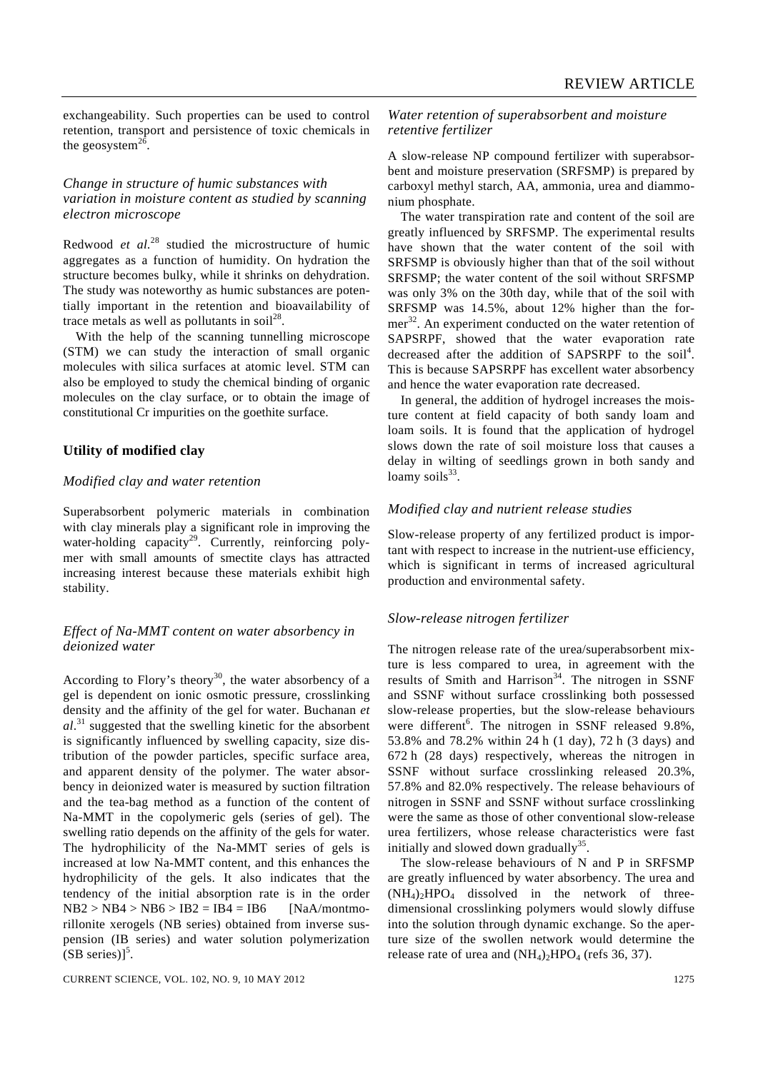exchangeability. Such properties can be used to control retention, transport and persistence of toxic chemicals in the geosystem[26].

### *Change in structure of humic substances with variation in moisture content as studied by scanning electron microscope*

Redwood *et al.*[28] studied the microstructure of humic aggregates as a function of humidity. On hydration the structure becomes bulky, while it shrinks on dehydration. The study was noteworthy as humic substances are potentially important in the retention and bioavailability of trace metals as well as pollutants in soil[28].

With the help of the scanning tunnelling microscope (STM) we can study the interaction of small organic molecules with silica surfaces at atomic level. STM can also be employed to study the chemical binding of organic molecules on the clay surface, or to obtain the image of constitutional Cr impurities on the goethite surface.

## Utility of modified clay

### *Modified clay and water retention*

Superabsorbent polymeric materials in combination with clay minerals play a significant role in improving the water-holding capacity[29]. Currently, reinforcing polymer with small amounts of smectite clays has attracted increasing interest because these materials exhibit high stability.

### *Effect of Na-MMT content on water absorbency in deionized water*

According to Flory's theory[30], the water absorbency of a gel is dependent on ionic osmotic pressure, crosslinking density and the affinity of the gel for water. Buchanan *et al.*[31] suggested that the swelling kinetic for the absorbent is significantly influenced by swelling capacity, size distribution of the powder particles, specific surface area, and apparent density of the polymer. The water absorbency in deionized water is measured by suction filtration and the tea-bag method as a function of the content of Na-MMT in the copolymeric gels (series of gel). The swelling ratio depends on the affinity of the gels for water. The hydrophilicity of the Na-MMT series of gels is increased at low Na-MMT content, and this enhances the hydrophilicity of the gels. It also indicates that the tendency of the initial absorption rate is in the order NB2 > NB4 > NB6 > IB2 = IB4 = IB6 [NaA/montmorillonite xerogels (NB series) obtained from inverse suspension (IB series) and water solution polymerization (SB series)][5].

### *Water retention of superabsorbent and moisture retentive fertilizer*

A slow-release NP compound fertilizer with superabsorbent and moisture preservation (SRFSMP) is prepared by carboxyl methyl starch, AA, ammonia, urea and diammonium phosphate.

The water transpiration rate and content of the soil are greatly influenced by SRFSMP. The experimental results have shown that the water content of the soil with SRFSMP is obviously higher than that of the soil without SRFSMP; the water content of the soil without SRFSMP was only 3% on the 30th day, while that of the soil with SRFSMP was 14.5%, about 12% higher than the former[32]. An experiment conducted on the water retention of SAPSRPF, showed that the water evaporation rate decreased after the addition of SAPSRPF to the soil[4]. This is because SAPSRPF has excellent water absorbency and hence the water evaporation rate decreased.

In general, the addition of hydrogel increases the moisture content at field capacity of both sandy loam and loam soils. It is found that the application of hydrogel slows down the rate of soil moisture loss that causes a delay in wilting of seedlings grown in both sandy and loamy soils[33].

### *Modified clay and nutrient release studies*

Slow-release property of any fertilized product is important with respect to increase in the nutrient-use efficiency, which is significant in terms of increased agricultural production and environmental safety.

### *Slow-release nitrogen fertilizer*

The nitrogen release rate of the urea/superabsorbent mixture is less compared to urea, in agreement with the results of Smith and Harrison[34]. The nitrogen in SSNF and SSNF without surface crosslinking both possessed slow-release properties, but the slow-release behaviours were different[6]. The nitrogen in SSNF released 9.8%, 53.8% and 78.2% within 24 h (1 day), 72 h (3 days) and 672 h (28 days) respectively, whereas the nitrogen in SSNF without surface crosslinking released 20.3%, 57.8% and 82.0% respectively. The release behaviours of nitrogen in SSNF and SSNF without surface crosslinking were the same as those of other conventional slow-release urea fertilizers, whose release characteristics were fast initially and slowed down gradually[35].

The slow-release behaviours of N and P in SRFSMP are greatly influenced by water absorbency. The urea and $(NH_4)_2HPO_4$ dissolved in the network of three-dimensional crosslinking polymers would slowly diffuse into the solution through dynamic exchange. So the aperture size of the swollen network would determine the release rate of urea and $(NH_4)_2HPO_4$ (refs 36, 37).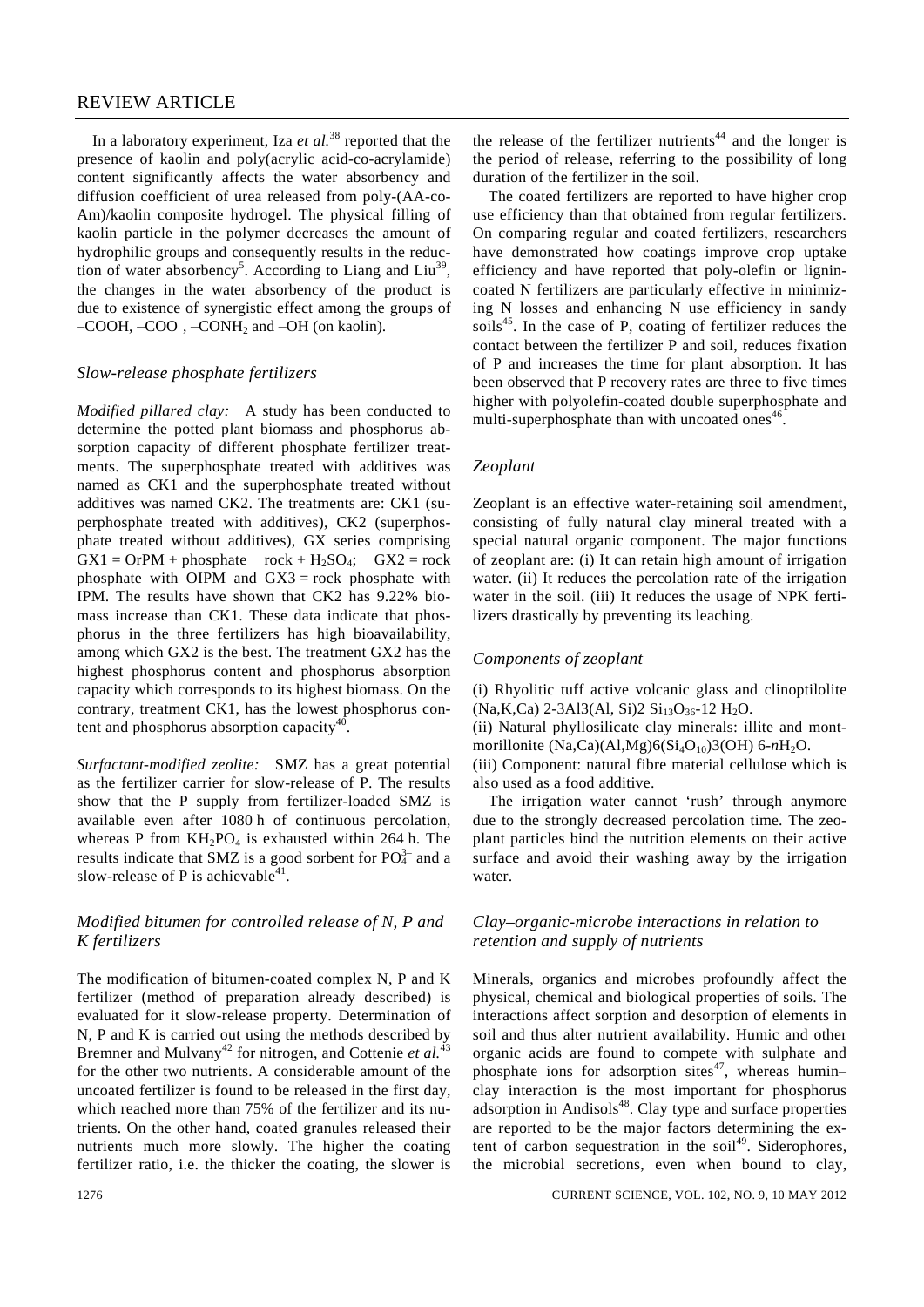In a laboratory experiment, Iza *et al.*[38] reported that the presence of kaolin and poly(acrylic acid-co-acrylamide) content significantly affects the water absorbency and diffusion coefficient of urea released from poly-(AA-co-Am)/kaolin composite hydrogel. The physical filling of kaolin particle in the polymer decreases the amount of hydrophilic groups and consequently results in the reduction of water absorbency[5]. According to Liang and Liu[39], the changes in the water absorbency of the product is due to existence of synergistic effect among the groups of $–COOH$, $–COO^-$, $–CONH_2$ and $–OH$ (on kaolin).

### *Slow-release phosphate fertilizers*

*Modified pillared clay:* A study has been conducted to determine the potted plant biomass and phosphorus absorption capacity of different phosphate fertilizer treatments. The superphosphate treated with additives was named as CK1 and the superphosphate treated without additives was named CK2. The treatments are: CK1 (superphosphate treated with additives), CK2 (superphosphate treated without additives), GX series comprising GX1 = OrPM + phosphate rock + $H_2SO_4$; GX2 = rock phosphate with OIPM and GX3 = rock phosphate with IPM. The results have shown that CK2 has 9.22% biomass increase than CK1. These data indicate that phosphorus in the three fertilizers has high bioavailability, among which GX2 is the best. The treatment GX2 has the highest phosphorus content and phosphorus absorption capacity which corresponds to its highest biomass. On the contrary, treatment CK1, has the lowest phosphorus content and phosphorus absorption capacity[40].

*Surfactant-modified zeolite:* SMZ has a great potential as the fertilizer carrier for slow-release of P. The results show that the P supply from fertilizer-loaded SMZ is available even after 1080 h of continuous percolation, whereas P from $KH_2PO_4$ is exhausted within 264 h. The results indicate that SMZ is a good sorbent for $PO_4^{3-}$ and a slow-release of P is achievable[41].

### *Modified bitumen for controlled release of N, P and K fertilizers*

The modification of bitumen-coated complex N, P and K fertilizer (method of preparation already described) is evaluated for it slow-release property. Determination of N, P and K is carried out using the methods described by Bremner and Mulvany[42] for nitrogen, and Cottenie *et al.*[43] for the other two nutrients. A considerable amount of the uncoated fertilizer is found to be released in the first day, which reached more than 75% of the fertilizer and its nutrients. On the other hand, coated granules released their nutrients much more slowly. The higher the coating fertilizer ratio, i.e. the thicker the coating, the slower is the release of the fertilizer nutrients[44] and the longer is the period of release, referring to the possibility of long duration of the fertilizer in the soil.

The coated fertilizers are reported to have higher crop use efficiency than that obtained from regular fertilizers. On comparing regular and coated fertilizers, researchers have demonstrated how coatings improve crop uptake efficiency and have reported that poly-olefin or lignin-coated N fertilizers are particularly effective in minimizing N losses and enhancing N use efficiency in sandy soils[45]. In the case of P, coating of fertilizer reduces the contact between the fertilizer P and soil, reduces fixation of P and increases the time for plant absorption. It has been observed that P recovery rates are three to five times higher with polyolefin-coated double superphosphate and multi-superphosphate than with uncoated ones[46].

### *Zeoplant*

Zeoplant is an effective water-retaining soil amendment, consisting of fully natural clay mineral treated with a special natural organic component. The major functions of zeoplant are: (i) It can retain high amount of irrigation water. (ii) It reduces the percolation rate of the irrigation water in the soil. (iii) It reduces the usage of NPK fertilizers drastically by preventing its leaching.

### *Components of zeoplant*

(i) Rhyolitic tuff active volcanic glass and clinoptilolite (Na,K,Ca) 2-3Al3(Al, Si)2 $Si_{13}O_{36}$-12 $H_2O$.

(ii) Natural phyllosilicate clay minerals: illite and montmorillonite (Na,Ca)(Al,Mg)6($Si_4O_{10}$)3(OH) 6-$n$$H_2O$.

(iii) Component: natural fibre material cellulose which is also used as a food additive.

The irrigation water cannot 'rush' through anymore due to the strongly decreased percolation time. The zeoplant particles bind the nutrition elements on their active surface and avoid their washing away by the irrigation water.

### *Clay–organic-microbe interactions in relation to retention and supply of nutrients*

Minerals, organics and microbes profoundly affect the physical, chemical and biological properties of soils. The interactions affect sorption and desorption of elements in soil and thus alter nutrient availability. Humic and other organic acids are found to compete with sulphate and phosphate ions for adsorption sites[47], whereas humin–clay interaction is the most important for phosphorus adsorption in Andisols[48]. Clay type and surface properties are reported to be the major factors determining the extent of carbon sequestration in the soil[49]. Siderophores, the microbial secretions, even when bound to clay,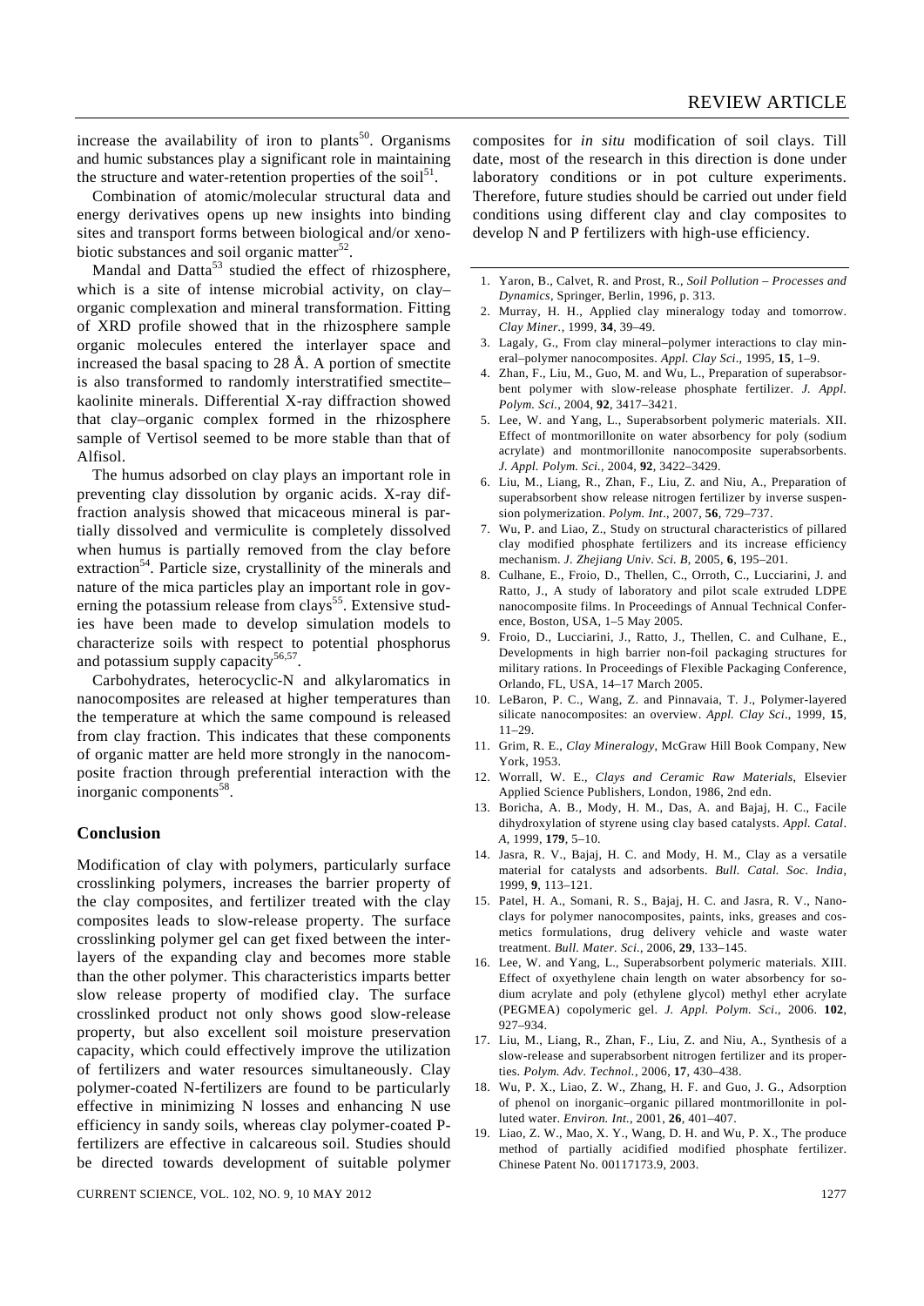increase the availability of iron to plants[50]. Organisms and humic substances play a significant role in maintaining the structure and water-retention properties of the soil[51].

Combination of atomic/molecular structural data and energy derivatives opens up new insights into binding sites and transport forms between biological and/or xenobiotic substances and soil organic matter[52].

Mandal and Datta[53] studied the effect of rhizosphere, which is a site of intense microbial activity, on clay–organic complexation and mineral transformation. Fitting of XRD profile showed that in the rhizosphere sample organic molecules entered the interlayer space and increased the basal spacing to 28 Å. A portion of smectite is also transformed to randomly interstratified smectite–kaolinite minerals. Differential X-ray diffraction showed that clay–organic complex formed in the rhizosphere sample of Vertisol seemed to be more stable than that of Alfisol.

The humus adsorbed on clay plays an important role in preventing clay dissolution by organic acids. X-ray diffraction analysis showed that micaceous mineral is partially dissolved and vermiculite is completely dissolved when humus is partially removed from the clay before extraction[54]. Particle size, crystallinity of the minerals and nature of the mica particles play an important role in governing the potassium release from clays[55]. Extensive studies have been made to develop simulation models to characterize soils with respect to potential phosphorus and potassium supply capacity[56,57].

Carbohydrates, heterocyclic-N and alkylaromatics in nanocomposites are released at higher temperatures than the temperature at which the same compound is released from clay fraction. This indicates that these components of organic matter are held more strongly in the nanocomposite fraction through preferential interaction with the inorganic components[58].

## Conclusion

Modification of clay with polymers, particularly surface crosslinking polymers, increases the barrier property of the clay composites, and fertilizer treated with the clay composites leads to slow-release property. The surface crosslinking polymer gel can get fixed between the interlayers of the expanding clay and becomes more stable than the other polymer. This characteristics imparts better slow release property of modified clay. The surface crosslinked product not only shows good slow-release property, but also excellent soil moisture preservation capacity, which could effectively improve the utilization of fertilizers and water resources simultaneously. Clay polymer-coated N-fertilizers are found to be particularly effective in minimizing N losses and enhancing N use efficiency in sandy soils, whereas clay polymer-coated P-fertilizers are effective in calcareous soil. Studies should be directed towards development of suitable polymer composites for *in situ* modification of soil clays. Till date, most of the research in this direction is done under laboratory conditions or in pot culture experiments. Therefore, future studies should be carried out under field conditions using different clay and clay composites to develop N and P fertilizers with high-use efficiency.

1. Yaron, B., Calvet, R. and Prost, R., *Soil Pollution – Processes and Dynamics*, Springer, Berlin, 1996, p. 313.
2. Murray, H. H., Applied clay mineralogy today and tomorrow. *Clay Miner.*, 1999, **34**, 39–49.
3. Lagaly, G., From clay mineral–polymer interactions to clay mineral–polymer nanocomposites. *Appl. Clay Sci*., 1995, **15**, 1–9.
4. Zhan, F., Liu, M., Guo, M. and Wu, L., Preparation of superabsorbent polymer with slow-release phosphate fertilizer. *J. Appl. Polym. Sci.*, 2004, **92**, 3417–3421.
5. Lee, W. and Yang, L., Superabsorbent polymeric materials. XII. Effect of montmorillonite on water absorbency for poly (sodium acrylate) and montmorillonite nanocomposite superabsorbents. *J. Appl. Polym. Sci.*, 2004, **92**, 3422–3429.
6. Liu, M., Liang, R., Zhan, F., Liu, Z. and Niu, A., Preparation of superabsorbent show release nitrogen fertilizer by inverse suspension polymerization. *Polym. Int*., 2007, **56**, 729–737.
7. Wu, P. and Liao, Z., Study on structural characteristics of pillared clay modified phosphate fertilizers and its increase efficiency mechanism. *J. Zhejiang Univ. Sci. B*, 2005, **6**, 195–201.
8. Culhane, E., Froio, D., Thellen, C., Orroth, C., Lucciarini, J. and Ratto, J., A study of laboratory and pilot scale extruded LDPE nanocomposite films. In Proceedings of Annual Technical Conference, Boston, USA, 1–5 May 2005.
9. Froio, D., Lucciarini, J., Ratto, J., Thellen, C. and Culhane, E., Developments in high barrier non-foil packaging structures for military rations. In Proceedings of Flexible Packaging Conference, Orlando, FL, USA, 14–17 March 2005.
10. LeBaron, P. C., Wang, Z. and Pinnavaia, T. J., Polymer-layered silicate nanocomposites: an overview. *Appl. Clay Sci*., 1999, **15**, 11–29.
11. Grim, R. E., *Clay Mineralogy*, McGraw Hill Book Company, New York, 1953.
12. Worrall, W. E., *Clays and Ceramic Raw Materials*, Elsevier Applied Science Publishers, London, 1986, 2nd edn.
13. Boricha, A. B., Mody, H. M., Das, A. and Bajaj, H. C., Facile dihydroxylation of styrene using clay based catalysts. *Appl. Catal. A*, 1999, **179**, 5–10.
14. Jasra, R. V., Bajaj, H. C. and Mody, H. M., Clay as a versatile material for catalysts and adsorbents. *Bull. Catal. Soc. India*, 1999, **9**, 113–121.
15. Patel, H. A., Somani, R. S., Bajaj, H. C. and Jasra, R. V., Nanoclays for polymer nanocomposites, paints, inks, greases and cosmetics formulations, drug delivery vehicle and waste water treatment. *Bull. Mater. Sci.*, 2006, **29**, 133–145.
16. Lee, W. and Yang, L., Superabsorbent polymeric materials. XIII. Effect of oxyethylene chain length on water absorbency for sodium acrylate and poly (ethylene glycol) methyl ether acrylate (PEGMEA) copolymeric gel. *J. Appl. Polym. Sci*., 2006. **102**, 927–934.
17. Liu, M., Liang, R., Zhan, F., Liu, Z. and Niu, A., Synthesis of a slow-release and superabsorbent nitrogen fertilizer and its properties. *Polym. Adv. Technol.*, 2006, **17**, 430–438.
18. Wu, P. X., Liao, Z. W., Zhang, H. F. and Guo, J. G., Adsorption of phenol on inorganic–organic pillared montmorillonite in polluted water. *Environ. Int.*, 2001, **26**, 401–407.
19. Liao, Z. W., Mao, X. Y., Wang, D. H. and Wu, P. X., The produce method of partially acidified modified phosphate fertilizer. Chinese Patent No. 00117173.9, 2003.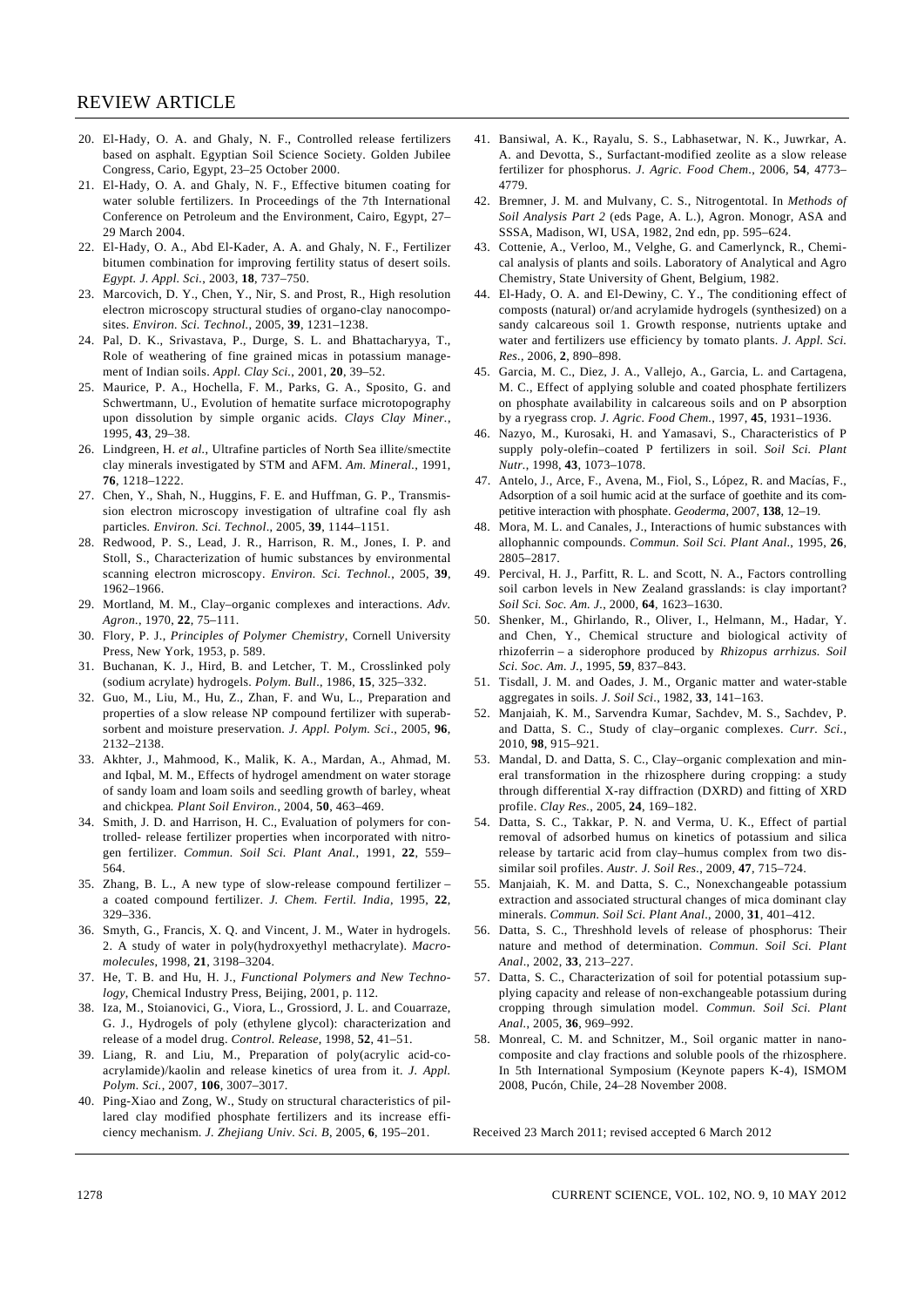20. El-Hady, O. A. and Ghaly, N. F., Controlled release fertilizers based on asphalt. Egyptian Soil Science Society. Golden Jubilee Congress, Cario, Egypt, 23–25 October 2000.
21. El-Hady, O. A. and Ghaly, N. F., Effective bitumen coating for water soluble fertilizers. In Proceedings of the 7th International Conference on Petroleum and the Environment, Cairo, Egypt, 27–29 March 2004.
22. El-Hady, O. A., Abd El-Kader, A. A. and Ghaly, N. F., Fertilizer bitumen combination for improving fertility status of desert soils. *Egypt. J. Appl. Sci.*, 2003, **18**, 737–750.
23. Marcovich, D. Y., Chen, Y., Nir, S. and Prost, R., High resolution electron microscopy structural studies of organo-clay nanocomposites. *Environ. Sci. Technol.*, 2005, **39**, 1231–1238.
24. Pal, D. K., Srivastava, P., Durge, S. L. and Bhattacharyya, T., Role of weathering of fine grained micas in potassium management of Indian soils. *Appl. Clay Sci.*, 2001, **20**, 39–52.
25. Maurice, P. A., Hochella, F. M., Parks, G. A., Sposito, G. and Schwertmann, U., Evolution of hematite surface microtopography upon dissolution by simple organic acids. *Clays Clay Miner.*, 1995, **43**, 29–38.
26. Lindgreen, H. *et al.*, Ultrafine particles of North Sea illite/smectite clay minerals investigated by STM and AFM. *Am. Mineral.*, 1991, **76**, 1218–1222.
27. Chen, Y., Shah, N., Huggins, F. E. and Huffman, G. P., Transmission electron microscopy investigation of ultrafine coal fly ash particles. *Environ. Sci. Technol*., 2005, **39**, 1144–1151.
28. Redwood, P. S., Lead, J. R., Harrison, R. M., Jones, I. P. and Stoll, S., Characterization of humic substances by environmental scanning electron microscopy. *Environ. Sci. Technol.*, 2005, **39**, 1962–1966.
29. Mortland, M. M., Clay–organic complexes and interactions. *Adv. Agron.*, 1970, **22**, 75–111.
30. Flory, P. J., *Principles of Polymer Chemistry*, Cornell University Press, New York, 1953, p. 589.
31. Buchanan, K. J., Hird, B. and Letcher, T. M., Crosslinked poly (sodium acrylate) hydrogels. *Polym. Bull*., 1986, **15**, 325–332.
32. Guo, M., Liu, M., Hu, Z., Zhan, F. and Wu, L., Preparation and properties of a slow release NP compound fertilizer with superabsorbent and moisture preservation. *J. Appl. Polym. Sci*., 2005, **96**, 2132–2138.
33. Akhter, J., Mahmood, K., Malik, K. A., Mardan, A., Ahmad, M. and Iqbal, M. M., Effects of hydrogel amendment on water storage of sandy loam and loam soils and seedling growth of barley, wheat and chickpea*. Plant Soil Environ.*, 2004, **50**, 463–469.
34. Smith, J. D. and Harrison, H. C., Evaluation of polymers for controlled- release fertilizer properties when incorporated with nitrogen fertilizer. *Commun. Soil Sci. Plant Anal.*, 1991, **22**, 559–564.
35. Zhang, B. L., A new type of slow-release compound fertilizer – a coated compound fertilizer. *J. Chem. Fertil. India*, 1995, **22**, 329–336.
36. Smyth, G., Francis, X. Q. and Vincent, J. M., Water in hydrogels. 2. A study of water in poly(hydroxyethyl methacrylate). *Macromolecules*, 1998, **21**, 3198–3204.
37. He, T. B. and Hu, H. J., *Functional Polymers and New Technology*, Chemical Industry Press, Beijing, 2001, p. 112.
38. Iza, M., Stoianovici, G., Viora, L., Grossiord, J. L. and Couarraze, G. J., Hydrogels of poly (ethylene glycol): characterization and release of a model drug. *Control. Release*, 1998, **52**, 41–51.
39. Liang, R. and Liu, M., Preparation of poly(acrylic acid-co-acrylamide)/kaolin and release kinetics of urea from it. *J. Appl. Polym. Sci.*, 2007, **106**, 3007–3017.
40. Ping-Xiao and Zong, W., Study on structural characteristics of pillared clay modified phosphate fertilizers and its increase efficiency mechanism. *J. Zhejiang Univ. Sci. B*, 2005, **6**, 195–201.
41. Bansiwal, A. K., Rayalu, S. S., Labhasetwar, N. K., Juwrkar, A. A. and Devotta, S., Surfactant-modified zeolite as a slow release fertilizer for phosphorus. *J. Agric. Food Chem.*, 2006, **54**, 4773–4779.
42. Bremner, J. M. and Mulvany, C. S., Nitrogentotal. In *Methods of Soil Analysis Part 2* (eds Page, A. L.), Agron. Monogr, ASA and SSSA, Madison, WI, USA, 1982, 2nd edn, pp. 595–624.
43. Cottenie, A., Verloo, M., Velghe, G. and Camerlynck, R., Chemical analysis of plants and soils. Laboratory of Analytical and Agro Chemistry, State University of Ghent, Belgium, 1982.
44. El-Hady, O. A. and El-Dewiny, C. Y., The conditioning effect of composts (natural) or/and acrylamide hydrogels (synthesized) on a sandy calcareous soil 1. Growth response, nutrients uptake and water and fertilizers use efficiency by tomato plants. *J. Appl. Sci. Res.*, 2006, **2**, 890–898.
45. Garcia, M. C., Diez, J. A., Vallejo, A., Garcia, L. and Cartagena, M. C., Effect of applying soluble and coated phosphate fertilizers on phosphate availability in calcareous soils and on P absorption by a ryegrass crop. *J. Agric. Food Chem.*, 1997, **45**, 1931–1936.
46. Nazyo, M., Kurosaki, H. and Yamasavi, S., Characteristics of P supply poly-olefin–coated P fertilizers in soil. *Soil Sci. Plant Nutr.*, 1998, **43**, 1073–1078.
47. Antelo, J., Arce, F., Avena, M., Fiol, S., López, R. and Macías, F., Adsorption of a soil humic acid at the surface of goethite and its competitive interaction with phosphate. *Geoderma*, 2007, **138**, 12–19.
48. Mora, M. L. and Canales, J., Interactions of humic substances with allophannic compounds. *Commun. Soil Sci. Plant Anal.*, 1995, **26**, 2805–2817.
49. Percival, H. J., Parfitt, R. L. and Scott, N. A., Factors controlling soil carbon levels in New Zealand grasslands: is clay important? *Soil Sci. Soc. Am. J.*, 2000, **64**, 1623–1630.
50. Shenker, M., Ghirlando, R., Oliver, I., Helmann, M., Hadar, Y. and Chen, Y., Chemical structure and biological activity of rhizoferrin – a siderophore produced by *Rhizopus arrhizus. Soil Sci. Soc. Am. J.*, 1995, **59**, 837–843.
51. Tisdall, J. M. and Oades, J. M., Organic matter and water-stable aggregates in soils. *J. Soil Sci*., 1982, **33**, 141–163.
52. Manjaiah, K. M., Sarvendra Kumar, Sachdev, M. S., Sachdev, P. and Datta, S. C., Study of clay–organic complexes. *Curr. Sci.*, 2010, **98**, 915–921.
53. Mandal, D. and Datta, S. C., Clay–organic complexation and mineral transformation in the rhizosphere during cropping: a study through differential X-ray diffraction (DXRD) and fitting of XRD profile. *Clay Res.*, 2005, **24**, 169–182.
54. Datta, S. C., Takkar, P. N. and Verma, U. K., Effect of partial removal of adsorbed humus on kinetics of potassium and silica release by tartaric acid from clay–humus complex from two dissimilar soil profiles. *Austr. J. Soil Res.*, 2009, **47**, 715–724.
55. Manjaiah, K. M. and Datta, S. C., Nonexchangeable potassium extraction and associated structural changes of mica dominant clay minerals. *Commun. Soil Sci. Plant Anal*., 2000, **31**, 401–412.
56. Datta, S. C., Threshhold levels of release of phosphorus: Their nature and method of determination. *Commun. Soil Sci. Plant Anal*., 2002, **33**, 213–227.
57. Datta, S. C., Characterization of soil for potential potassium supplying capacity and release of non-exchangeable potassium during cropping through simulation model. *Commun. Soil Sci. Plant Anal.*, 2005, **36**, 969–992.
58. Monreal, C. M. and Schnitzer, M., Soil organic matter in nanocomposite and clay fractions and soluble pools of the rhizosphere. In 5th International Symposium (Keynote papers K-4), ISMOM 2008, Pucón, Chile, 24–28 November 2008.

Received 23 March 2011; revised accepted 6 March 2012